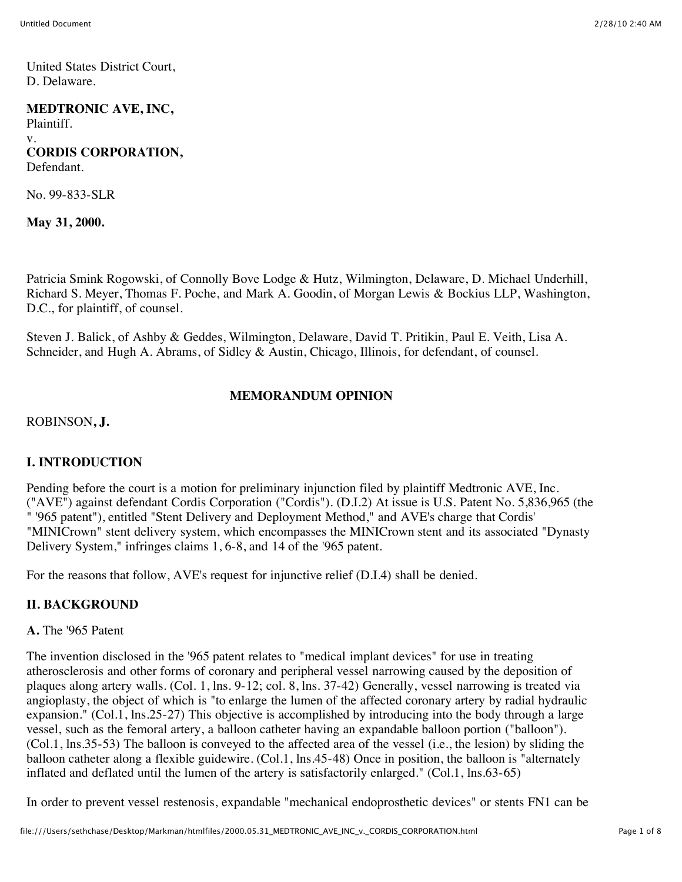United States District Court,
D. Delaware.

**MEDTRONIC AVE, INC,**
Plaintiff.
v.
**CORDIS CORPORATION,**
Defendant.

No. 99-833-SLR

**May 31, 2000.**

Patricia Smink Rogowski, of Connolly Bove Lodge & Hutz, Wilmington, Delaware, D. Michael Underhill, Richard S. Meyer, Thomas F. Poche, and Mark A. Goodin, of Morgan Lewis & Bockius LLP, Washington, D.C., for plaintiff, of counsel.

Steven J. Balick, of Ashby & Geddes, Wilmington, Delaware, David T. Pritikin, Paul E. Veith, Lisa A. Schneider, and Hugh A. Abrams, of Sidley & Austin, Chicago, Illinois, for defendant, of counsel.

## MEMORANDUM OPINION

ROBINSON**, J.**

## I. INTRODUCTION

Pending before the court is a motion for preliminary injunction filed by plaintiff Medtronic AVE, Inc. ("AVE") against defendant Cordis Corporation ("Cordis"). (D.I.2) At issue is U.S. Patent No. 5,836,965 (the " '965 patent"), entitled "Stent Delivery and Deployment Method," and AVE's charge that Cordis' "MINICrown" stent delivery system, which encompasses the MINICrown stent and its associated "Dynasty Delivery System," infringes claims 1, 6-8, and 14 of the '965 patent.

For the reasons that follow, AVE's request for injunctive relief (D.I.4) shall be denied.

## II. BACKGROUND

**A.** The '965 Patent

The invention disclosed in the '965 patent relates to "medical implant devices" for use in treating atherosclerosis and other forms of coronary and peripheral vessel narrowing caused by the deposition of plaques along artery walls. (Col. 1, lns. 9-12; col. 8, lns. 37-42) Generally, vessel narrowing is treated via angioplasty, the object of which is "to enlarge the lumen of the affected coronary artery by radial hydraulic expansion." (Col.1, lns.25-27) This objective is accomplished by introducing into the body through a large vessel, such as the femoral artery, a balloon catheter having an expandable balloon portion ("balloon"). (Col.1, lns.35-53) The balloon is conveyed to the affected area of the vessel (i.e., the lesion) by sliding the balloon catheter along a flexible guidewire. (Col.1, lns.45-48) Once in position, the balloon is "alternately inflated and deflated until the lumen of the artery is satisfactorily enlarged." (Col.1, lns.63-65)

In order to prevent vessel restenosis, expandable "mechanical endoprosthetic devices" or stents FN1 can be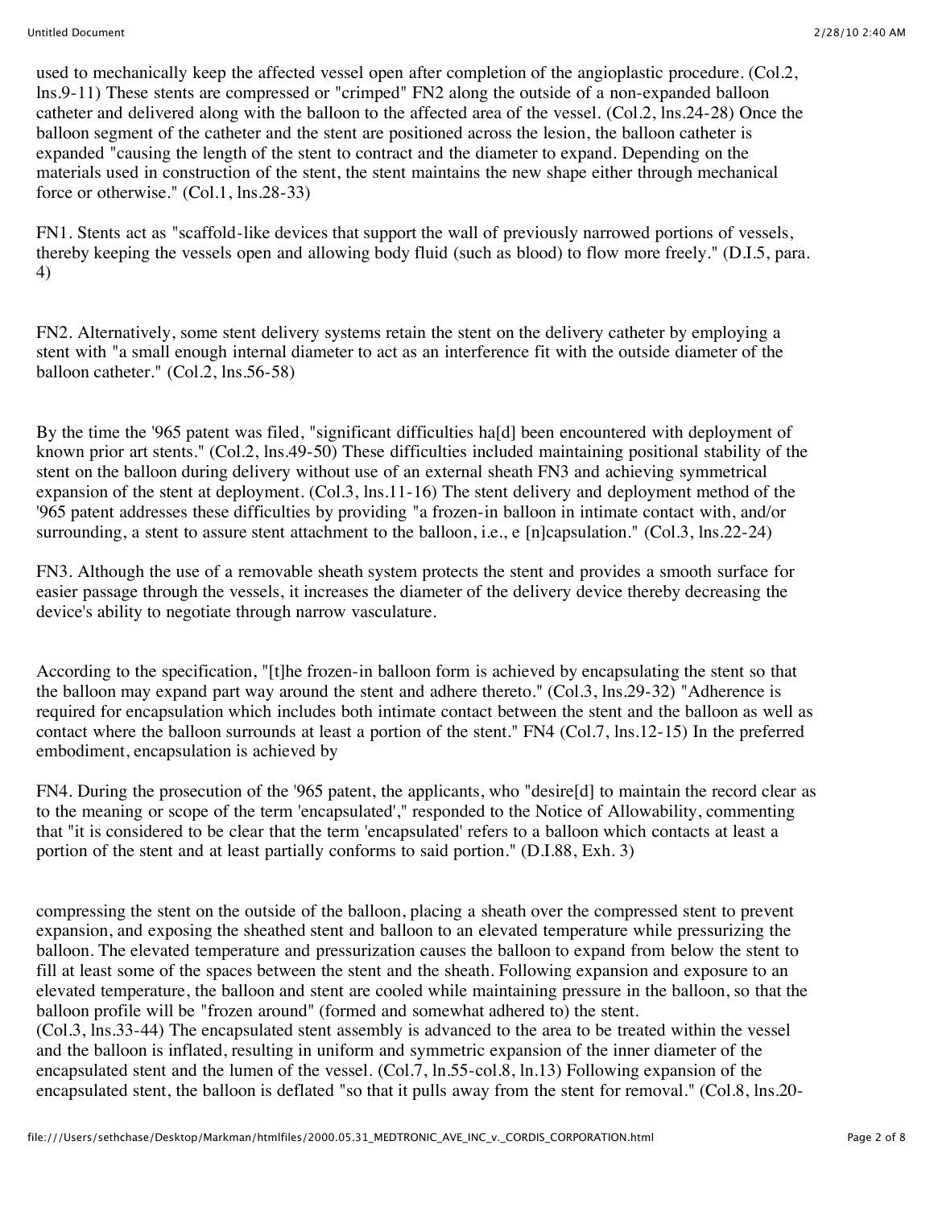used to mechanically keep the affected vessel open after completion of the angioplastic procedure. (Col.2, lns.9-11) These stents are compressed or "crimped" FN2 along the outside of a non-expanded balloon catheter and delivered along with the balloon to the affected area of the vessel. (Col.2, lns.24-28) Once the balloon segment of the catheter and the stent are positioned across the lesion, the balloon catheter is expanded "causing the length of the stent to contract and the diameter to expand. Depending on the materials used in construction of the stent, the stent maintains the new shape either through mechanical force or otherwise." (Col.1, lns.28-33)

FN1. Stents act as "scaffold-like devices that support the wall of previously narrowed portions of vessels, thereby keeping the vessels open and allowing body fluid (such as blood) to flow more freely." (D.I.5, para. 4)

FN2. Alternatively, some stent delivery systems retain the stent on the delivery catheter by employing a stent with "a small enough internal diameter to act as an interference fit with the outside diameter of the balloon catheter." (Col.2, lns.56-58)

By the time the '965 patent was filed, "significant difficulties ha[d] been encountered with deployment of known prior art stents." (Col.2, lns.49-50) These difficulties included maintaining positional stability of the stent on the balloon during delivery without use of an external sheath FN3 and achieving symmetrical expansion of the stent at deployment. (Col.3, lns.11-16) The stent delivery and deployment method of the '965 patent addresses these difficulties by providing "a frozen-in balloon in intimate contact with, and/or surrounding, a stent to assure stent attachment to the balloon, i.e., e [n]capsulation." (Col.3, lns.22-24)

FN3. Although the use of a removable sheath system protects the stent and provides a smooth surface for easier passage through the vessels, it increases the diameter of the delivery device thereby decreasing the device's ability to negotiate through narrow vasculature.

According to the specification, "[t]he frozen-in balloon form is achieved by encapsulating the stent so that the balloon may expand part way around the stent and adhere thereto." (Col.3, lns.29-32) "Adherence is required for encapsulation which includes both intimate contact between the stent and the balloon as well as contact where the balloon surrounds at least a portion of the stent." FN4 (Col.7, lns.12-15) In the preferred embodiment, encapsulation is achieved by

FN4. During the prosecution of the '965 patent, the applicants, who "desire[d] to maintain the record clear as to the meaning or scope of the term 'encapsulated'," responded to the Notice of Allowability, commenting that "it is considered to be clear that the term 'encapsulated' refers to a balloon which contacts at least a portion of the stent and at least partially conforms to said portion." (D.I.88, Exh. 3)

compressing the stent on the outside of the balloon, placing a sheath over the compressed stent to prevent expansion, and exposing the sheathed stent and balloon to an elevated temperature while pressurizing the balloon. The elevated temperature and pressurization causes the balloon to expand from below the stent to fill at least some of the spaces between the stent and the sheath. Following expansion and exposure to an elevated temperature, the balloon and stent are cooled while maintaining pressure in the balloon, so that the balloon profile will be "frozen around" (formed and somewhat adhered to) the stent.
(Col.3, lns.33-44) The encapsulated stent assembly is advanced to the area to be treated within the vessel and the balloon is inflated, resulting in uniform and symmetric expansion of the inner diameter of the encapsulated stent and the lumen of the vessel. (Col.7, ln.55-col.8, ln.13) Following expansion of the encapsulated stent, the balloon is deflated "so that it pulls away from the stent for removal." (Col.8, lns.20-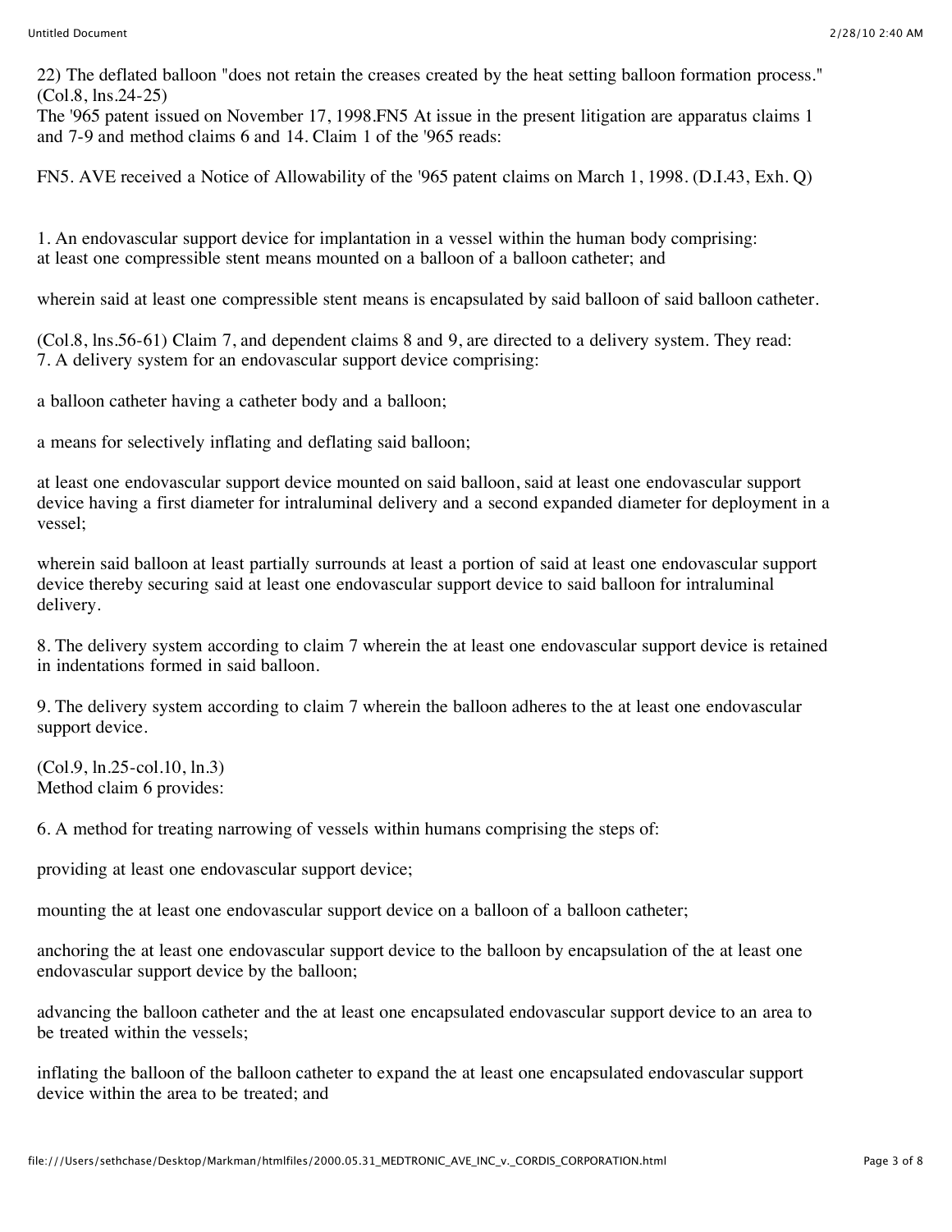22) The deflated balloon "does not retain the creases created by the heat setting balloon formation process." (Col.8, lns.24-25)

The '965 patent issued on November 17, 1998.FN5 At issue in the present litigation are apparatus claims 1 and 7-9 and method claims 6 and 14. Claim 1 of the '965 reads:

FN5. AVE received a Notice of Allowability of the '965 patent claims on March 1, 1998. (D.I.43, Exh. Q)

1. An endovascular support device for implantation in a vessel within the human body comprising:
at least one compressible stent means mounted on a balloon of a balloon catheter; and

wherein said at least one compressible stent means is encapsulated by said balloon of said balloon catheter.

(Col.8, lns.56-61) Claim 7, and dependent claims 8 and 9, are directed to a delivery system. They read:
7. A delivery system for an endovascular support device comprising:

a balloon catheter having a catheter body and a balloon;

a means for selectively inflating and deflating said balloon;

at least one endovascular support device mounted on said balloon, said at least one endovascular support device having a first diameter for intraluminal delivery and a second expanded diameter for deployment in a vessel;

wherein said balloon at least partially surrounds at least a portion of said at least one endovascular support device thereby securing said at least one endovascular support device to said balloon for intraluminal delivery.

8. The delivery system according to claim 7 wherein the at least one endovascular support device is retained in indentations formed in said balloon.

9. The delivery system according to claim 7 wherein the balloon adheres to the at least one endovascular support device.

(Col.9, ln.25-col.10, ln.3)
Method claim 6 provides:

6. A method for treating narrowing of vessels within humans comprising the steps of:

providing at least one endovascular support device;

mounting the at least one endovascular support device on a balloon of a balloon catheter;

anchoring the at least one endovascular support device to the balloon by encapsulation of the at least one endovascular support device by the balloon;

advancing the balloon catheter and the at least one encapsulated endovascular support device to an area to be treated within the vessels;

inflating the balloon of the balloon catheter to expand the at least one encapsulated endovascular support device within the area to be treated; and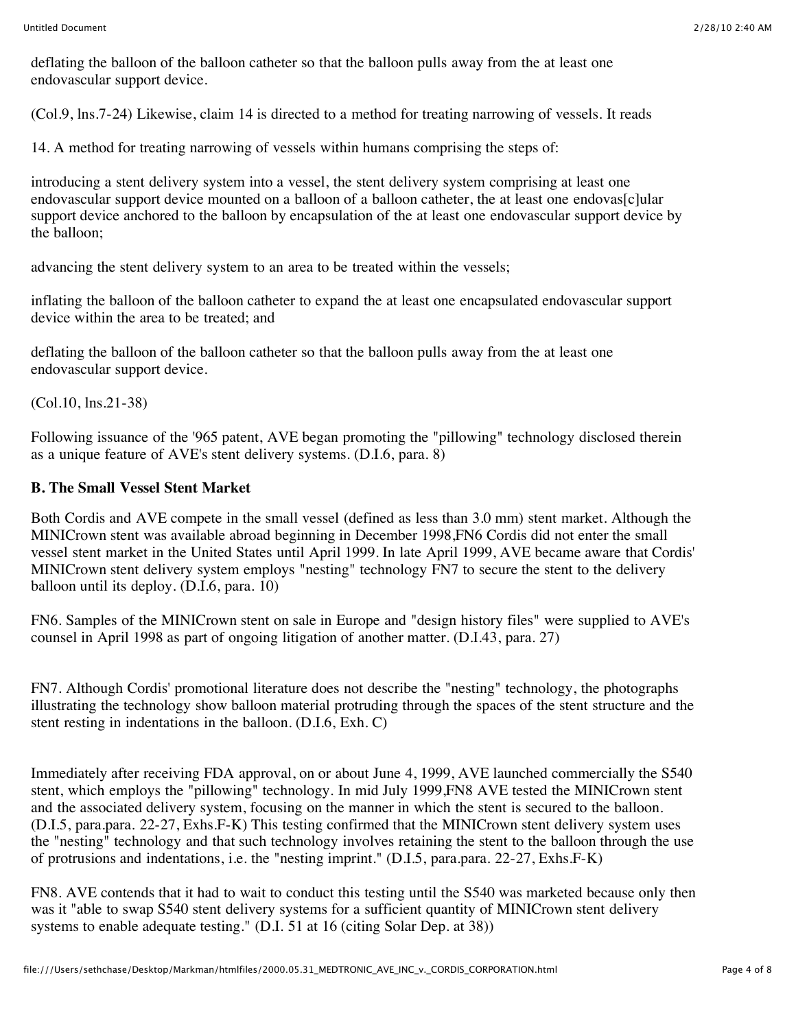deflating the balloon of the balloon catheter so that the balloon pulls away from the at least one endovascular support device.

(Col.9, lns.7-24) Likewise, claim 14 is directed to a method for treating narrowing of vessels. It reads

14. A method for treating narrowing of vessels within humans comprising the steps of:

introducing a stent delivery system into a vessel, the stent delivery system comprising at least one endovascular support device mounted on a balloon of a balloon catheter, the at least one endovas[c]ular support device anchored to the balloon by encapsulation of the at least one endovascular support device by the balloon;

advancing the stent delivery system to an area to be treated within the vessels;

inflating the balloon of the balloon catheter to expand the at least one encapsulated endovascular support device within the area to be treated; and

deflating the balloon of the balloon catheter so that the balloon pulls away from the at least one endovascular support device.

(Col.10, lns.21-38)

Following issuance of the '965 patent, AVE began promoting the "pillowing" technology disclosed therein as a unique feature of AVE's stent delivery systems. (D.I.6, para. 8)

**B. The Small Vessel Stent Market**

Both Cordis and AVE compete in the small vessel (defined as less than 3.0 mm) stent market. Although the MINICrown stent was available abroad beginning in December 1998,FN6 Cordis did not enter the small vessel stent market in the United States until April 1999. In late April 1999, AVE became aware that Cordis' MINICrown stent delivery system employs "nesting" technology FN7 to secure the stent to the delivery balloon until its deploy. (D.I.6, para. 10)

FN6. Samples of the MINICrown stent on sale in Europe and "design history files" were supplied to AVE's counsel in April 1998 as part of ongoing litigation of another matter. (D.I.43, para. 27)

FN7. Although Cordis' promotional literature does not describe the "nesting" technology, the photographs illustrating the technology show balloon material protruding through the spaces of the stent structure and the stent resting in indentations in the balloon. (D.I.6, Exh. C)

Immediately after receiving FDA approval, on or about June 4, 1999, AVE launched commercially the S540 stent, which employs the "pillowing" technology. In mid July 1999,FN8 AVE tested the MINICrown stent and the associated delivery system, focusing on the manner in which the stent is secured to the balloon. (D.I.5, para.para. 22-27, Exhs.F-K) This testing confirmed that the MINICrown stent delivery system uses the "nesting" technology and that such technology involves retaining the stent to the balloon through the use of protrusions and indentations, i.e. the "nesting imprint." (D.I.5, para.para. 22-27, Exhs.F-K)

FN8. AVE contends that it had to wait to conduct this testing until the S540 was marketed because only then was it "able to swap S540 stent delivery systems for a sufficient quantity of MINICrown stent delivery systems to enable adequate testing." (D.I. 51 at 16 (citing Solar Dep. at 38))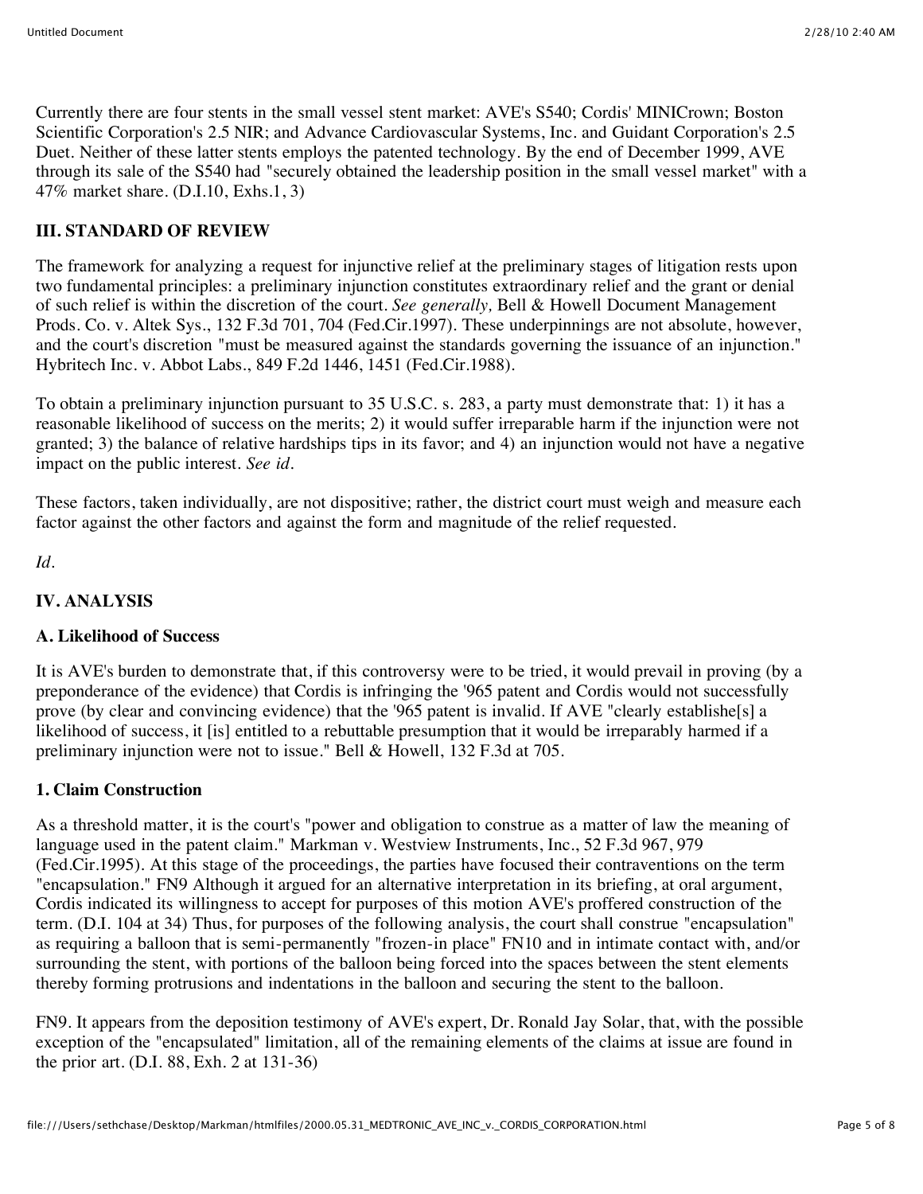Currently there are four stents in the small vessel stent market: AVE's S540; Cordis' MINICrown; Boston Scientific Corporation's 2.5 NIR; and Advance Cardiovascular Systems, Inc. and Guidant Corporation's 2.5 Duet. Neither of these latter stents employs the patented technology. By the end of December 1999, AVE through its sale of the S540 had "securely obtained the leadership position in the small vessel market" with a 47% market share. (D.I.10, Exhs.1, 3)

## III. STANDARD OF REVIEW

The framework for analyzing a request for injunctive relief at the preliminary stages of litigation rests upon two fundamental principles: a preliminary injunction constitutes extraordinary relief and the grant or denial of such relief is within the discretion of the court. *See generally,* Bell & Howell Document Management Prods. Co. v. Altek Sys., 132 F.3d 701, 704 (Fed.Cir.1997). These underpinnings are not absolute, however, and the court's discretion "must be measured against the standards governing the issuance of an injunction." Hybritech Inc. v. Abbot Labs., 849 F.2d 1446, 1451 (Fed.Cir.1988).

To obtain a preliminary injunction pursuant to 35 U.S.C. s. 283, a party must demonstrate that: 1) it has a reasonable likelihood of success on the merits; 2) it would suffer irreparable harm if the injunction were not granted; 3) the balance of relative hardships tips in its favor; and 4) an injunction would not have a negative impact on the public interest. *See id.*

These factors, taken individually, are not dispositive; rather, the district court must weigh and measure each factor against the other factors and against the form and magnitude of the relief requested.

*Id.*

## IV. ANALYSIS

### A. Likelihood of Success

It is AVE's burden to demonstrate that, if this controversy were to be tried, it would prevail in proving (by a preponderance of the evidence) that Cordis is infringing the '965 patent and Cordis would not successfully prove (by clear and convincing evidence) that the '965 patent is invalid. If AVE "clearly establishe[s] a likelihood of success, it [is] entitled to a rebuttable presumption that it would be irreparably harmed if a preliminary injunction were not to issue." Bell & Howell, 132 F.3d at 705.

#### 1. Claim Construction

As a threshold matter, it is the court's "power and obligation to construe as a matter of law the meaning of language used in the patent claim." Markman v. Westview Instruments, Inc., 52 F.3d 967, 979 (Fed.Cir.1995). At this stage of the proceedings, the parties have focused their contraventions on the term "encapsulation." FN9 Although it argued for an alternative interpretation in its briefing, at oral argument, Cordis indicated its willingness to accept for purposes of this motion AVE's proffered construction of the term. (D.I. 104 at 34) Thus, for purposes of the following analysis, the court shall construe "encapsulation" as requiring a balloon that is semi-permanently "frozen-in place" FN10 and in intimate contact with, and/or surrounding the stent, with portions of the balloon being forced into the spaces between the stent elements thereby forming protrusions and indentations in the balloon and securing the stent to the balloon.

FN9. It appears from the deposition testimony of AVE's expert, Dr. Ronald Jay Solar, that, with the possible exception of the "encapsulated" limitation, all of the remaining elements of the claims at issue are found in the prior art. (D.I. 88, Exh. 2 at 131-36)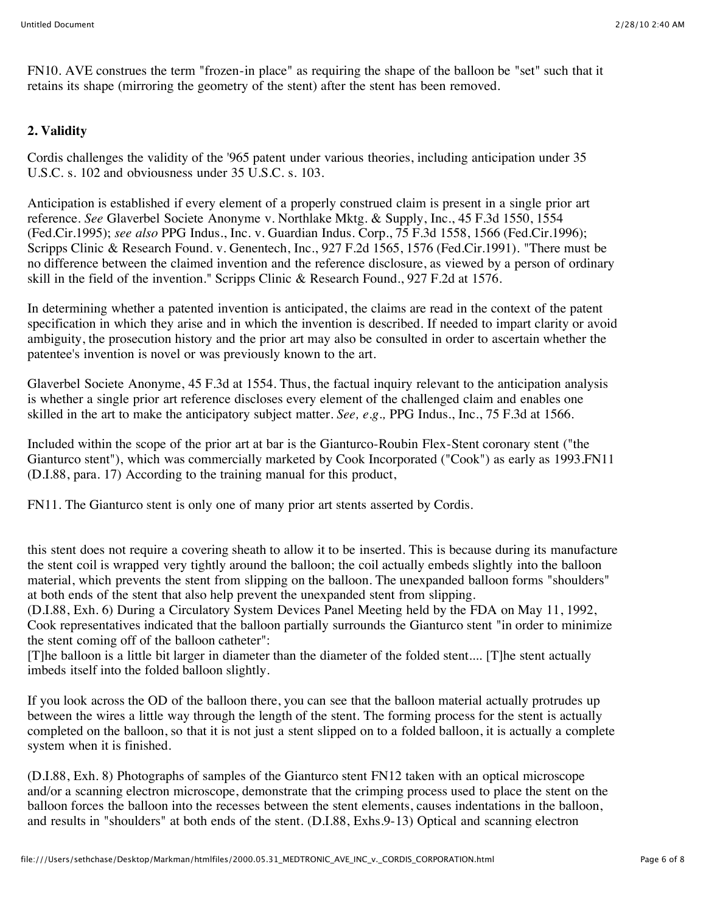FN10. AVE construes the term "frozen-in place" as requiring the shape of the balloon be "set" such that it retains its shape (mirroring the geometry of the stent) after the stent has been removed.

**2. Validity**

Cordis challenges the validity of the '965 patent under various theories, including anticipation under 35 U.S.C. s. 102 and obviousness under 35 U.S.C. s. 103.

Anticipation is established if every element of a properly construed claim is present in a single prior art reference. *See* Glaverbel Societe Anonyme v. Northlake Mktg. & Supply, Inc., 45 F.3d 1550, 1554 (Fed.Cir.1995); *see also* PPG Indus., Inc. v. Guardian Indus. Corp., 75 F.3d 1558, 1566 (Fed.Cir.1996); Scripps Clinic & Research Found. v. Genentech, Inc., 927 F.2d 1565, 1576 (Fed.Cir.1991). "There must be no difference between the claimed invention and the reference disclosure, as viewed by a person of ordinary skill in the field of the invention." Scripps Clinic & Research Found., 927 F.2d at 1576.

In determining whether a patented invention is anticipated, the claims are read in the context of the patent specification in which they arise and in which the invention is described. If needed to impart clarity or avoid ambiguity, the prosecution history and the prior art may also be consulted in order to ascertain whether the patentee's invention is novel or was previously known to the art.

Glaverbel Societe Anonyme, 45 F.3d at 1554. Thus, the factual inquiry relevant to the anticipation analysis is whether a single prior art reference discloses every element of the challenged claim and enables one skilled in the art to make the anticipatory subject matter. *See, e.g.,* PPG Indus., Inc., 75 F.3d at 1566.

Included within the scope of the prior art at bar is the Gianturco-Roubin Flex-Stent coronary stent ("the Gianturco stent"), which was commercially marketed by Cook Incorporated ("Cook") as early as 1993.FN11 (D.I.88, para. 17) According to the training manual for this product,

FN11. The Gianturco stent is only one of many prior art stents asserted by Cordis.

this stent does not require a covering sheath to allow it to be inserted. This is because during its manufacture the stent coil is wrapped very tightly around the balloon; the coil actually embeds slightly into the balloon material, which prevents the stent from slipping on the balloon. The unexpanded balloon forms "shoulders" at both ends of the stent that also help prevent the unexpanded stent from slipping.

(D.I.88, Exh. 6) During a Circulatory System Devices Panel Meeting held by the FDA on May 11, 1992, Cook representatives indicated that the balloon partially surrounds the Gianturco stent "in order to minimize the stent coming off of the balloon catheter":

[T]he balloon is a little bit larger in diameter than the diameter of the folded stent.... [T]he stent actually imbeds itself into the folded balloon slightly.

If you look across the OD of the balloon there, you can see that the balloon material actually protrudes up between the wires a little way through the length of the stent. The forming process for the stent is actually completed on the balloon, so that it is not just a stent slipped on to a folded balloon, it is actually a complete system when it is finished.

(D.I.88, Exh. 8) Photographs of samples of the Gianturco stent FN12 taken with an optical microscope and/or a scanning electron microscope, demonstrate that the crimping process used to place the stent on the balloon forces the balloon into the recesses between the stent elements, causes indentations in the balloon, and results in "shoulders" at both ends of the stent. (D.I.88, Exhs.9-13) Optical and scanning electron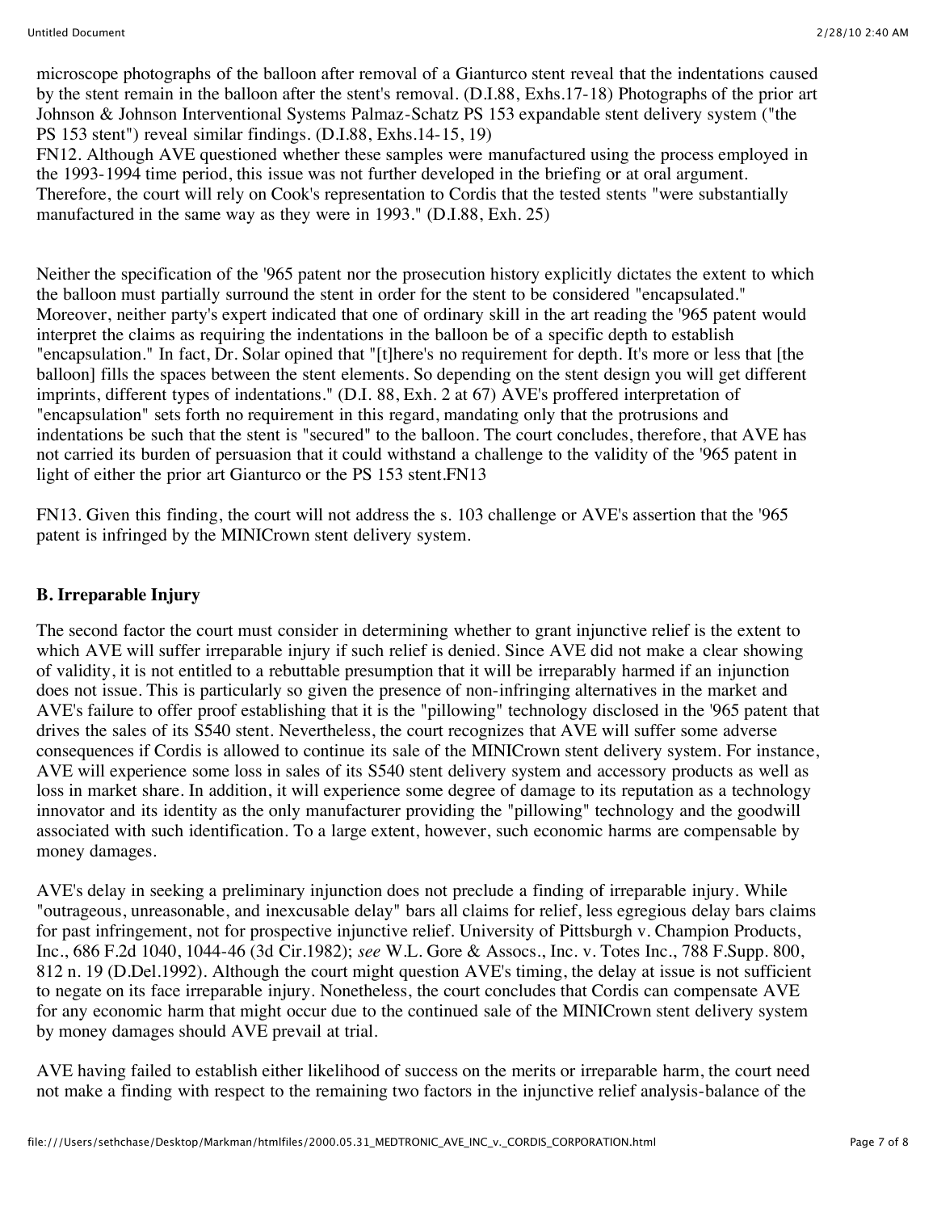microscope photographs of the balloon after removal of a Gianturco stent reveal that the indentations caused by the stent remain in the balloon after the stent's removal. (D.I.88, Exhs.17-18) Photographs of the prior art Johnson & Johnson Interventional Systems Palmaz-Schatz PS 153 expandable stent delivery system ("the PS 153 stent") reveal similar findings. (D.I.88, Exhs.14-15, 19)

FN12. Although AVE questioned whether these samples were manufactured using the process employed in the 1993-1994 time period, this issue was not further developed in the briefing or at oral argument. Therefore, the court will rely on Cook's representation to Cordis that the tested stents "were substantially manufactured in the same way as they were in 1993." (D.I.88, Exh. 25)

Neither the specification of the '965 patent nor the prosecution history explicitly dictates the extent to which the balloon must partially surround the stent in order for the stent to be considered "encapsulated." Moreover, neither party's expert indicated that one of ordinary skill in the art reading the '965 patent would interpret the claims as requiring the indentations in the balloon be of a specific depth to establish "encapsulation." In fact, Dr. Solar opined that "[t]here's no requirement for depth. It's more or less that [the balloon] fills the spaces between the stent elements. So depending on the stent design you will get different imprints, different types of indentations." (D.I. 88, Exh. 2 at 67) AVE's proffered interpretation of "encapsulation" sets forth no requirement in this regard, mandating only that the protrusions and indentations be such that the stent is "secured" to the balloon. The court concludes, therefore, that AVE has not carried its burden of persuasion that it could withstand a challenge to the validity of the '965 patent in light of either the prior art Gianturco or the PS 153 stent.FN13

FN13. Given this finding, the court will not address the s. 103 challenge or AVE's assertion that the '965 patent is infringed by the MINICrown stent delivery system.

## B. Irreparable Injury

The second factor the court must consider in determining whether to grant injunctive relief is the extent to which AVE will suffer irreparable injury if such relief is denied. Since AVE did not make a clear showing of validity, it is not entitled to a rebuttable presumption that it will be irreparably harmed if an injunction does not issue. This is particularly so given the presence of non-infringing alternatives in the market and AVE's failure to offer proof establishing that it is the "pillowing" technology disclosed in the '965 patent that drives the sales of its S540 stent. Nevertheless, the court recognizes that AVE will suffer some adverse consequences if Cordis is allowed to continue its sale of the MINICrown stent delivery system. For instance, AVE will experience some loss in sales of its S540 stent delivery system and accessory products as well as loss in market share. In addition, it will experience some degree of damage to its reputation as a technology innovator and its identity as the only manufacturer providing the "pillowing" technology and the goodwill associated with such identification. To a large extent, however, such economic harms are compensable by money damages.

AVE's delay in seeking a preliminary injunction does not preclude a finding of irreparable injury. While "outrageous, unreasonable, and inexcusable delay" bars all claims for relief, less egregious delay bars claims for past infringement, not for prospective injunctive relief. University of Pittsburgh v. Champion Products, Inc., 686 F.2d 1040, 1044-46 (3d Cir.1982); *see* W.L. Gore & Assocs., Inc. v. Totes Inc., 788 F.Supp. 800, 812 n. 19 (D.Del.1992). Although the court might question AVE's timing, the delay at issue is not sufficient to negate on its face irreparable injury. Nonetheless, the court concludes that Cordis can compensate AVE for any economic harm that might occur due to the continued sale of the MINICrown stent delivery system by money damages should AVE prevail at trial.

AVE having failed to establish either likelihood of success on the merits or irreparable harm, the court need not make a finding with respect to the remaining two factors in the injunctive relief analysis-balance of the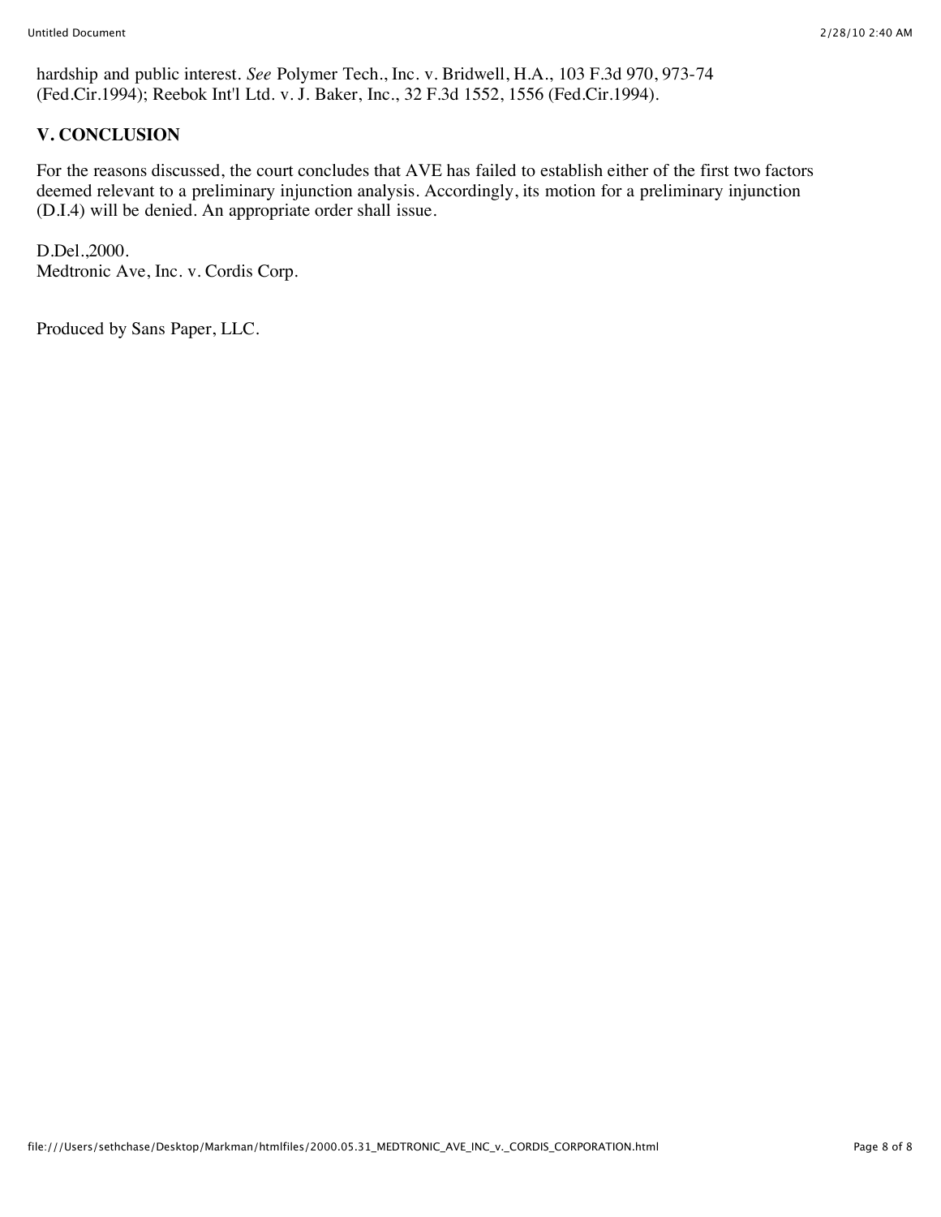hardship and public interest. *See* Polymer Tech., Inc. v. Bridwell, H.A., 103 F.3d 970, 973-74 (Fed.Cir.1994); Reebok Int'l Ltd. v. J. Baker, Inc., 32 F.3d 1552, 1556 (Fed.Cir.1994).

## V. CONCLUSION

For the reasons discussed, the court concludes that AVE has failed to establish either of the first two factors deemed relevant to a preliminary injunction analysis. Accordingly, its motion for a preliminary injunction (D.I.4) will be denied. An appropriate order shall issue.

D.Del.,2000.
Medtronic Ave, Inc. v. Cordis Corp.

Produced by Sans Paper, LLC.